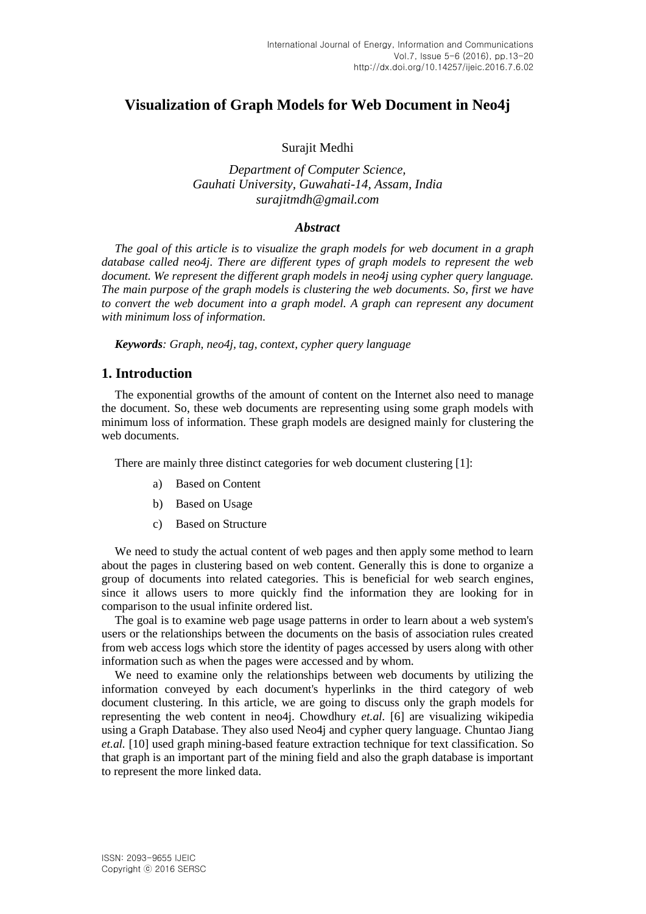# Visualization of Graph Models for Web Document in Neo4j

Surajit Medhi

*Department of Computer Science,*
*Gauhati University, Guwahati-14, Assam, India*
*surajitmdh@gmail.com*

### *Abstract*

*The goal of this article is to visualize the graph models for web document in a graph database called neo4j. There are different types of graph models to represent the web document. We represent the different graph models in neo4j using cypher query language. The main purpose of the graph models is clustering the web documents. So, first we have to convert the web document into a graph model. A graph can represent any document with minimum loss of information.*

***Keywords**: Graph, neo4j, tag, context, cypher query language*

## 1. Introduction

The exponential growths of the amount of content on the Internet also need to manage the document. So, these web documents are representing using some graph models with minimum loss of information. These graph models are designed mainly for clustering the web documents.

There are mainly three distinct categories for web document clustering [1]:

a) Based on Content

b) Based on Usage

c) Based on Structure

We need to study the actual content of web pages and then apply some method to learn about the pages in clustering based on web content. Generally this is done to organize a group of documents into related categories. This is beneficial for web search engines, since it allows users to more quickly find the information they are looking for in comparison to the usual infinite ordered list.

The goal is to examine web page usage patterns in order to learn about a web system's users or the relationships between the documents on the basis of association rules created from web access logs which store the identity of pages accessed by users along with other information such as when the pages were accessed and by whom.

We need to examine only the relationships between web documents by utilizing the information conveyed by each document's hyperlinks in the third category of web document clustering. In this article, we are going to discuss only the graph models for representing the web content in neo4j. Chowdhury *et.al.* [6] are visualizing wikipedia using a Graph Database. They also used Neo4j and cypher query language. Chuntao Jiang *et.al.* [10] used graph mining-based feature extraction technique for text classification. So that graph is an important part of the mining field and also the graph database is important to represent the more linked data.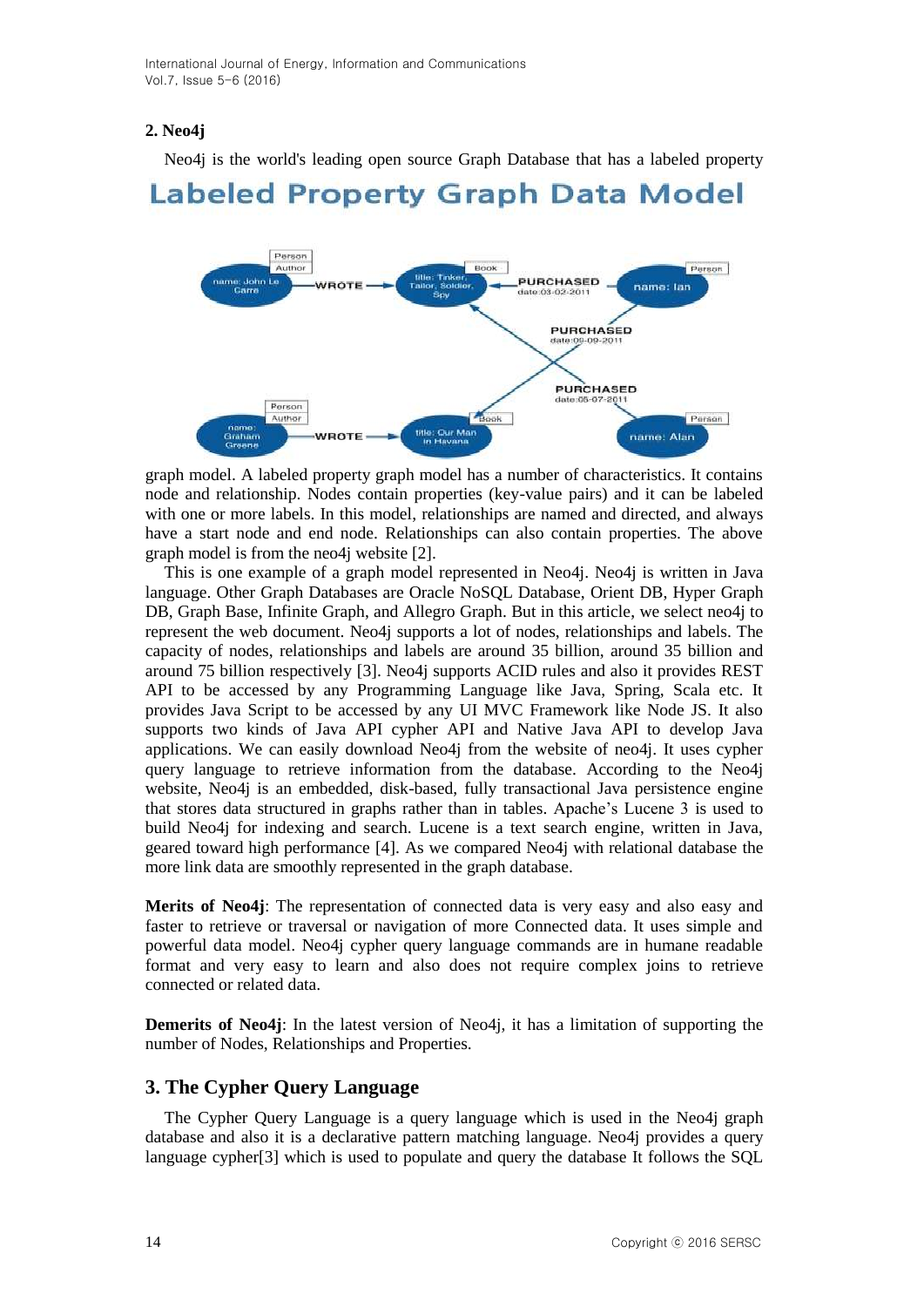## 2. Neo4j

Neo4j is the world's leading open source Graph Database that has a labeled property graph model. A labeled property graph model has a number of characteristics. It contains node and relationship. Nodes contain properties (key-value pairs) and it can be labeled with one or more labels. In this model, relationships are named and directed, and always have a start node and end node. Relationships can also contain properties. The above graph model is from the neo4j website [2].

This is one example of a graph model represented in Neo4j. Neo4j is written in Java language. Other Graph Databases are Oracle NoSQL Database, Orient DB, Hyper Graph DB, Graph Base, Infinite Graph, and Allegro Graph. But in this article, we select neo4j to represent the web document. Neo4j supports a lot of nodes, relationships and labels. The capacity of nodes, relationships and labels are around 35 billion, around 35 billion and around 75 billion respectively [3]. Neo4j supports ACID rules and also it provides REST API to be accessed by any Programming Language like Java, Spring, Scala etc. It provides Java Script to be accessed by any UI MVC Framework like Node JS. It also supports two kinds of Java API cypher API and Native Java API to develop Java applications. We can easily download Neo4j from the website of neo4j. It uses cypher query language to retrieve information from the database. According to the Neo4j website, Neo4j is an embedded, disk-based, fully transactional Java persistence engine that stores data structured in graphs rather than in tables. Apache's Lucene 3 is used to build Neo4j for indexing and search. Lucene is a text search engine, written in Java, geared toward high performance [4]. As we compared Neo4j with relational database the more link data are smoothly represented in the graph database.

**Merits of Neo4j**: The representation of connected data is very easy and also easy and faster to retrieve or traversal or navigation of more Connected data. It uses simple and powerful data model. Neo4j cypher query language commands are in humane readable format and very easy to learn and also does not require complex joins to retrieve connected or related data.

**Demerits of Neo4j**: In the latest version of Neo4j, it has a limitation of supporting the number of Nodes, Relationships and Properties.

## 3. The Cypher Query Language

The Cypher Query Language is a query language which is used in the Neo4j graph database and also it is a declarative pattern matching language. Neo4j provides a query language cypher[3] which is used to populate and query the database It follows the SQL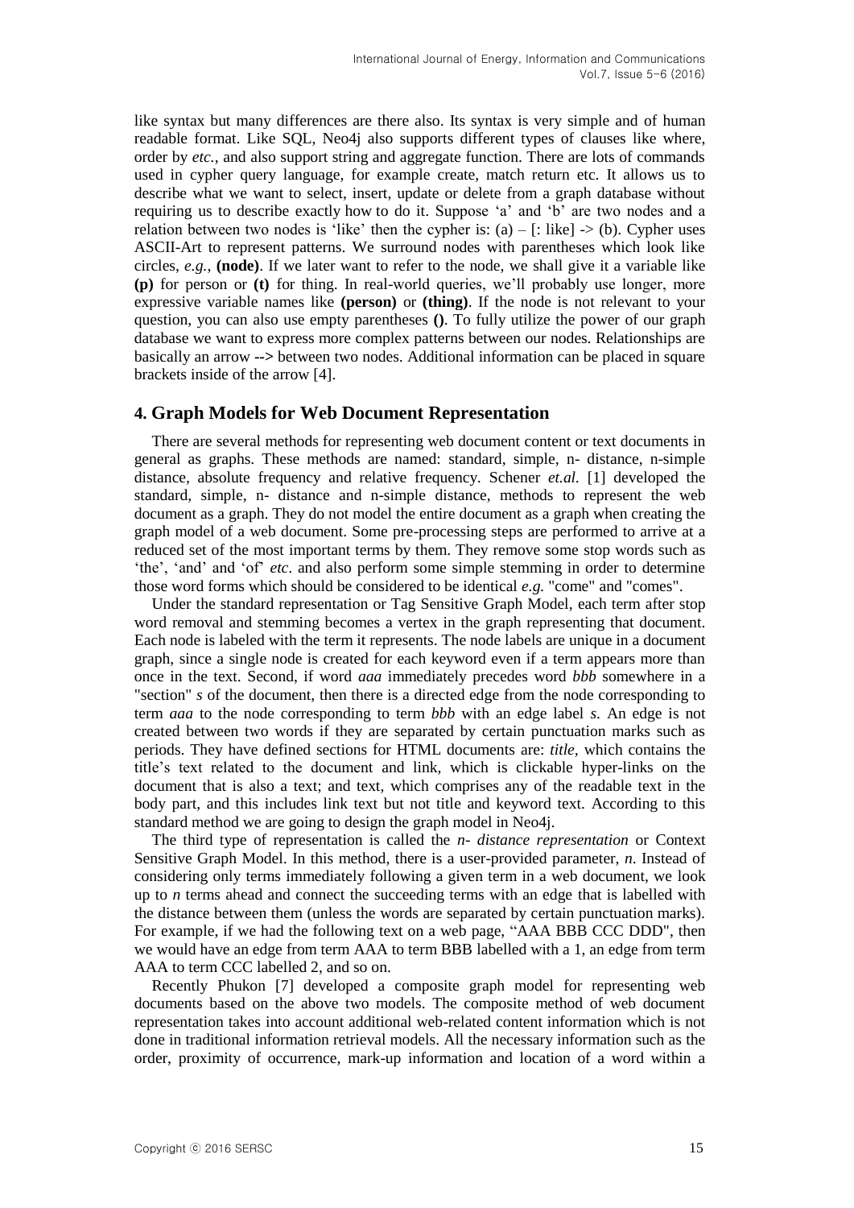like syntax but many differences are there also. Its syntax is very simple and of human readable format. Like SQL, Neo4j also supports different types of clauses like where, order by *etc.*, and also support string and aggregate function. There are lots of commands used in cypher query language, for example create, match return etc. It allows us to describe what we want to select, insert, update or delete from a graph database without requiring us to describe exactly how to do it. Suppose 'a' and 'b' are two nodes and a relation between two nodes is 'like' then the cypher is: (a) – [: like] -> (b). Cypher uses ASCII-Art to represent patterns. We surround nodes with parentheses which look like circles, *e.g.*, **(node)**. If we later want to refer to the node, we shall give it a variable like **(p)** for person or **(t)** for thing. In real-world queries, we'll probably use longer, more expressive variable names like **(person)** or **(thing)**. If the node is not relevant to your question, you can also use empty parentheses **()**. To fully utilize the power of our graph database we want to express more complex patterns between our nodes. Relationships are basically an arrow **-->** between two nodes. Additional information can be placed in square brackets inside of the arrow [4].

## 4. Graph Models for Web Document Representation

There are several methods for representing web document content or text documents in general as graphs. These methods are named: standard, simple, n- distance, n-simple distance, absolute frequency and relative frequency. Schener *et.al.* [1] developed the standard, simple, n- distance and n-simple distance, methods to represent the web document as a graph. They do not model the entire document as a graph when creating the graph model of a web document. Some pre-processing steps are performed to arrive at a reduced set of the most important terms by them. They remove some stop words such as 'the', 'and' and 'of' *etc*. and also perform some simple stemming in order to determine those word forms which should be considered to be identical *e.g.* "come" and "comes".

Under the standard representation or Tag Sensitive Graph Model, each term after stop word removal and stemming becomes a vertex in the graph representing that document. Each node is labeled with the term it represents. The node labels are unique in a document graph, since a single node is created for each keyword even if a term appears more than once in the text. Second, if word *aaa* immediately precedes word *bbb* somewhere in a "section" *s* of the document, then there is a directed edge from the node corresponding to term *aaa* to the node corresponding to term *bbb* with an edge label *s*. An edge is not created between two words if they are separated by certain punctuation marks such as periods. They have defined sections for HTML documents are: *title*, which contains the title's text related to the document and link, which is clickable hyper-links on the document that is also a text; and text, which comprises any of the readable text in the body part, and this includes link text but not title and keyword text. According to this standard method we are going to design the graph model in Neo4j.

The third type of representation is called the *n- distance representation* or Context Sensitive Graph Model. In this method, there is a user-provided parameter, *n*. Instead of considering only terms immediately following a given term in a web document, we look up to *n* terms ahead and connect the succeeding terms with an edge that is labelled with the distance between them (unless the words are separated by certain punctuation marks). For example, if we had the following text on a web page, "AAA BBB CCC DDD", then we would have an edge from term AAA to term BBB labelled with a 1, an edge from term AAA to term CCC labelled 2, and so on.

Recently Phukon [7] developed a composite graph model for representing web documents based on the above two models. The composite method of web document representation takes into account additional web-related content information which is not done in traditional information retrieval models. All the necessary information such as the order, proximity of occurrence, mark-up information and location of a word within a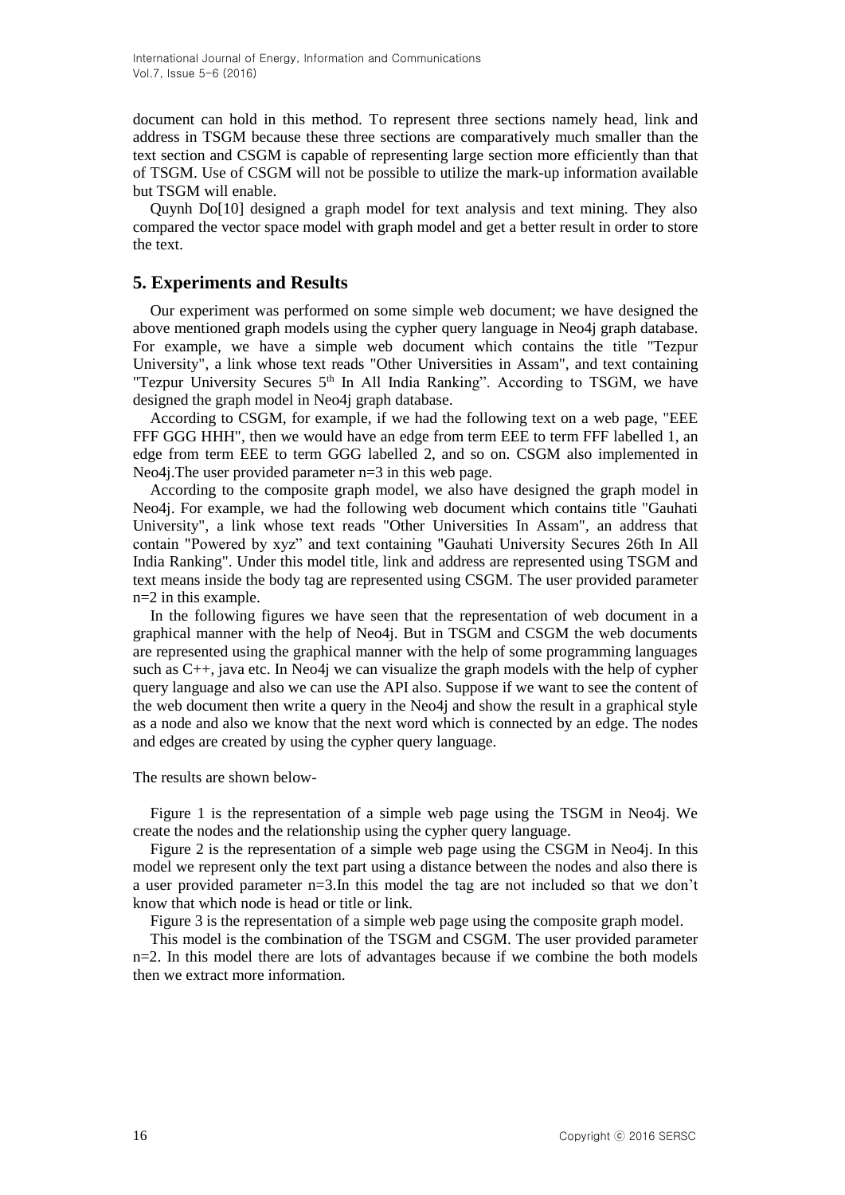document can hold in this method. To represent three sections namely head, link and address in TSGM because these three sections are comparatively much smaller than the text section and CSGM is capable of representing large section more efficiently than that of TSGM. Use of CSGM will not be possible to utilize the mark-up information available but TSGM will enable.

Quynh Do[10] designed a graph model for text analysis and text mining. They also compared the vector space model with graph model and get a better result in order to store the text.

## 5. Experiments and Results

Our experiment was performed on some simple web document; we have designed the above mentioned graph models using the cypher query language in Neo4j graph database. For example, we have a simple web document which contains the title "Tezpur University", a link whose text reads "Other Universities in Assam", and text containing "Tezpur University Secures 5th In All India Ranking". According to TSGM, we have designed the graph model in Neo4j graph database.

According to CSGM, for example, if we had the following text on a web page, "EEE FFF GGG HHH", then we would have an edge from term EEE to term FFF labelled 1, an edge from term EEE to term GGG labelled 2, and so on. CSGM also implemented in Neo4j.The user provided parameter n=3 in this web page.

According to the composite graph model, we also have designed the graph model in Neo4j. For example, we had the following web document which contains title "Gauhati University", a link whose text reads "Other Universities In Assam", an address that contain "Powered by xyz" and text containing "Gauhati University Secures 26th In All India Ranking". Under this model title, link and address are represented using TSGM and text means inside the body tag are represented using CSGM. The user provided parameter n=2 in this example.

In the following figures we have seen that the representation of web document in a graphical manner with the help of Neo4j. But in TSGM and CSGM the web documents are represented using the graphical manner with the help of some programming languages such as C++, java etc. In Neo4j we can visualize the graph models with the help of cypher query language and also we can use the API also. Suppose if we want to see the content of the web document then write a query in the Neo4j and show the result in a graphical style as a node and also we know that the next word which is connected by an edge. The nodes and edges are created by using the cypher query language.

The results are shown below-

Figure 1 is the representation of a simple web page using the TSGM in Neo4j. We create the nodes and the relationship using the cypher query language.

Figure 2 is the representation of a simple web page using the CSGM in Neo4j. In this model we represent only the text part using a distance between the nodes and also there is a user provided parameter n=3.In this model the tag are not included so that we don't know that which node is head or title or link.

Figure 3 is the representation of a simple web page using the composite graph model.

This model is the combination of the TSGM and CSGM. The user provided parameter n=2. In this model there are lots of advantages because if we combine the both models then we extract more information.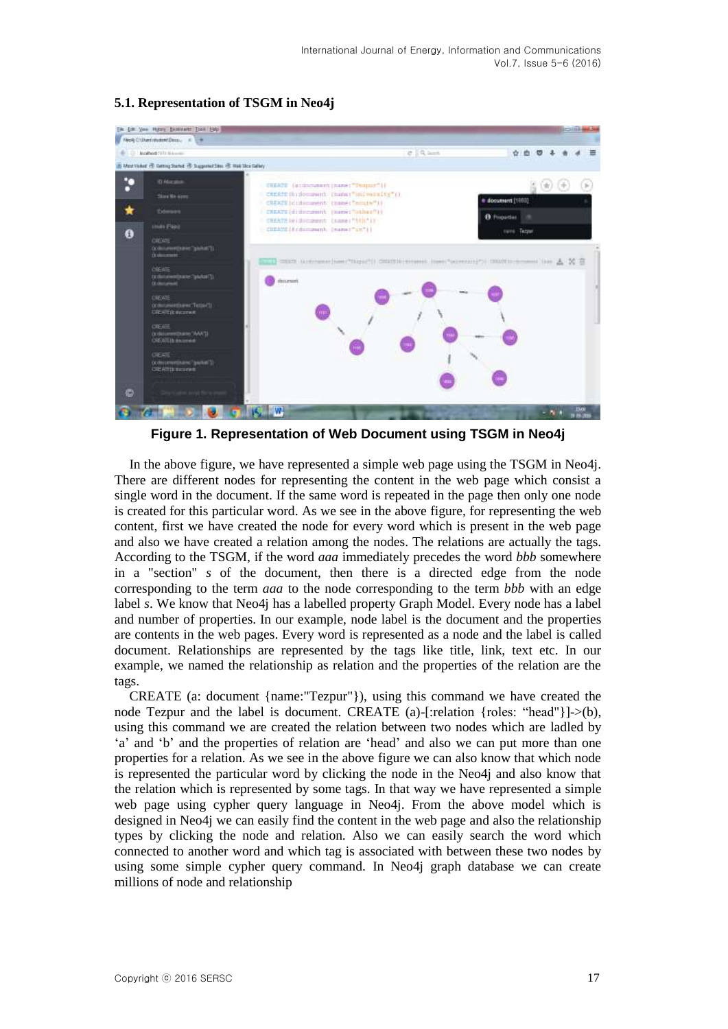### 5.1. Representation of TSGM in Neo4j

**Figure 1. Representation of Web Document using TSGM in Neo4j**

In the above figure, we have represented a simple web page using the TSGM in Neo4j. There are different nodes for representing the content in the web page which consist a single word in the document. If the same word is repeated in the page then only one node is created for this particular word. As we see in the above figure, for representing the web content, first we have created the node for every word which is present in the web page and also we have created a relation among the nodes. The relations are actually the tags. According to the TSGM, if the word *aaa* immediately precedes the word *bbb* somewhere in a "section" *s* of the document, then there is a directed edge from the node corresponding to the term *aaa* to the node corresponding to the term *bbb* with an edge label *s*. We know that Neo4j has a labelled property Graph Model. Every node has a label and number of properties. In our example, node label is the document and the properties are contents in the web pages. Every word is represented as a node and the label is called document. Relationships are represented by the tags like title, link, text etc. In our example, we named the relationship as relation and the properties of the relation are the tags.

CREATE (a: document {name:"Tezpur"}), using this command we have created the node Tezpur and the label is document. CREATE (a)-[:relation {roles: "head"}]->(b), using this command we are created the relation between two nodes which are ladled by 'a' and 'b' and the properties of relation are 'head' and also we can put more than one properties for a relation. As we see in the above figure we can also know that which node is represented the particular word by clicking the node in the Neo4j and also know that the relation which is represented by some tags. In that way we have represented a simple web page using cypher query language in Neo4j. From the above model which is designed in Neo4j we can easily find the content in the web page and also the relationship types by clicking the node and relation. Also we can easily search the word which connected to another word and which tag is associated with between these two nodes by using some simple cypher query command. In Neo4j graph database we can create millions of node and relationship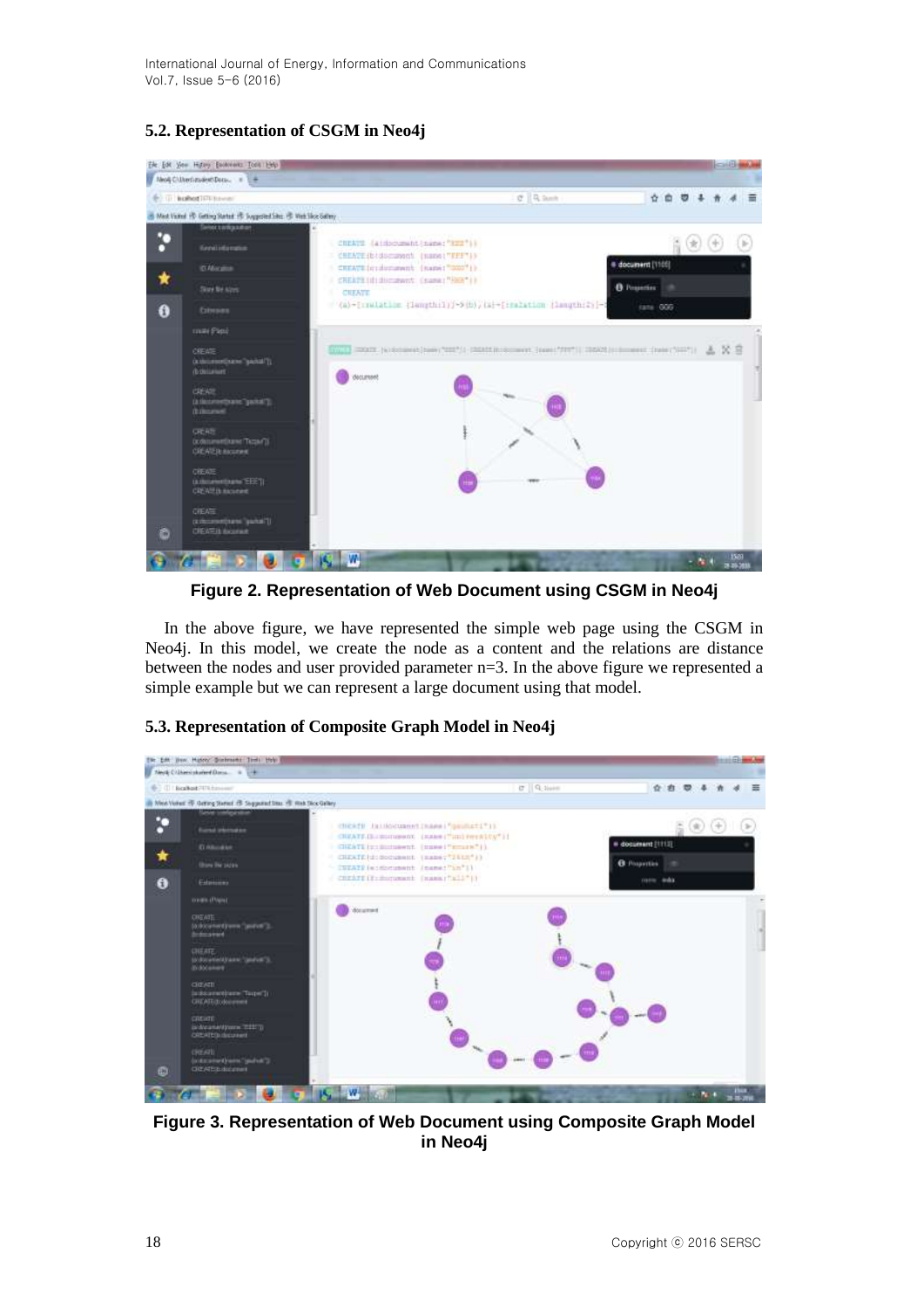## 5.2. Representation of CSGM in Neo4j

**Figure 2. Representation of Web Document using CSGM in Neo4j**

In the above figure, we have represented the simple web page using the CSGM in Neo4j. In this model, we create the node as a content and the relations are distance between the nodes and user provided parameter n=3. In the above figure we represented a simple example but we can represent a large document using that model.

## 5.3. Representation of Composite Graph Model in Neo4j

**Figure 3. Representation of Web Document using Composite Graph Model in Neo4j**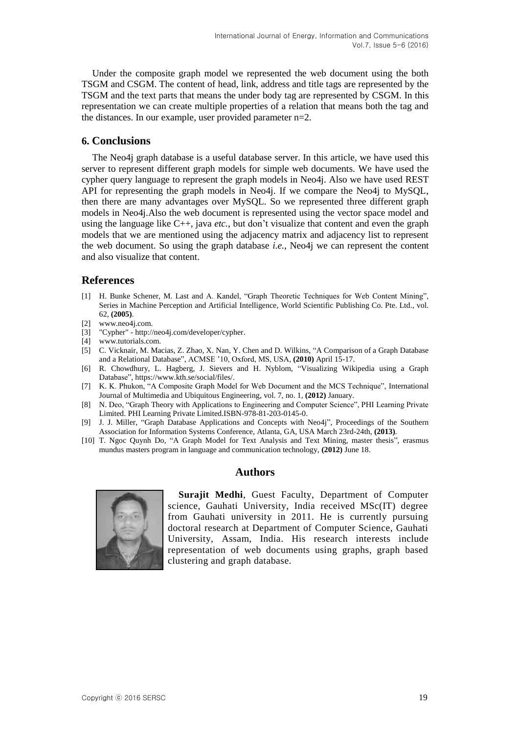Under the composite graph model we represented the web document using the both TSGM and CSGM. The content of head, link, address and title tags are represented by the TSGM and the text parts that means the under body tag are represented by CSGM. In this representation we can create multiple properties of a relation that means both the tag and the distances. In our example, user provided parameter n=2.

## 6. Conclusions

The Neo4j graph database is a useful database server. In this article, we have used this server to represent different graph models for simple web documents. We have used the cypher query language to represent the graph models in Neo4j. Also we have used REST API for representing the graph models in Neo4j. If we compare the Neo4j to MySQL, then there are many advantages over MySQL. So we represented three different graph models in Neo4j.Also the web document is represented using the vector space model and using the language like C++, java *etc.*, but don't visualize that content and even the graph models that we are mentioned using the adjacency matrix and adjacency list to represent the web document. So using the graph database *i.e.*, Neo4j we can represent the content and also visualize that content.

## References

[1] H. Bunke Schener, M. Last and A. Kandel, "Graph Theoretic Techniques for Web Content Mining", Series in Machine Perception and Artificial Intelligence, World Scientific Publishing Co. Pte. Ltd., vol. 62, **(2005)**.

[2] www.neo4j.com.

[3] "Cypher" - http://neo4j.com/developer/cypher.

[4] www.tutorials.com.

[5] C. Vicknair, M. Macias, Z. Zhao, X. Nan, Y. Chen and D. Wilkins, "A Comparison of a Graph Database and a Relational Database", ACMSE '10, Oxford, MS, USA, **(2010)** April 15-17.

[6] R. Chowdhury, L. Hagberg, J. Sievers and H. Nyblom, "Visualizing Wikipedia using a Graph Database", https://www.kth.se/social/files/.

[7] K. K. Phukon, "A Composite Graph Model for Web Document and the MCS Technique", International Journal of Multimedia and Ubiquitous Engineering, vol. 7, no. 1, **(2012)** January.

[8] N. Deo, "Graph Theory with Applications to Engineering and Computer Science", PHI Learning Private Limited. PHI Learning Private Limited.ISBN-978-81-203-0145-0.

[9] J. J. Miller, "Graph Database Applications and Concepts with Neo4j", Proceedings of the Southern Association for Information Systems Conference, Atlanta, GA, USA March 23rd-24th, **(2013)**.

[10] T. Ngoc Quynh Do, "A Graph Model for Text Analysis and Text Mining, master thesis", erasmus mundus masters program in language and communication technology, **(2012)** June 18.

## Authors

**Surajit Medhi**, Guest Faculty, Department of Computer science, Gauhati University, India received MSc(IT) degree from Gauhati university in 2011. He is currently pursuing doctoral research at Department of Computer Science, Gauhati University, Assam, India. His research interests include representation of web documents using graphs, graph based clustering and graph database.